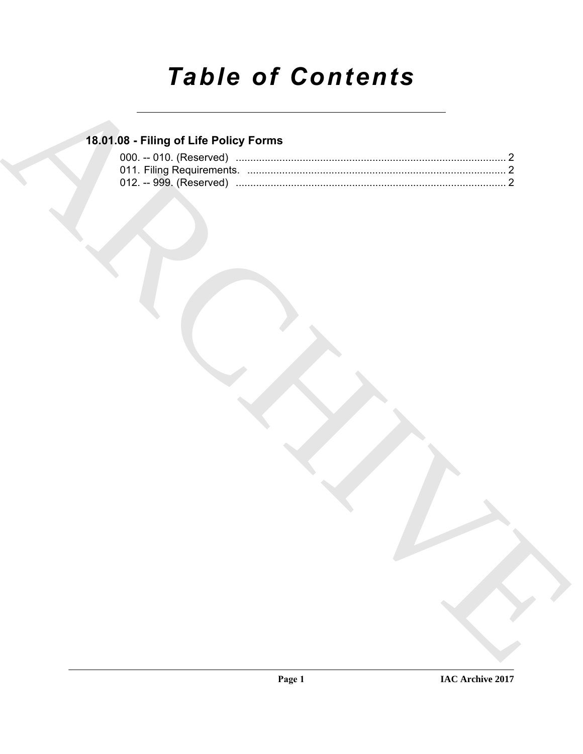# Table of Contents

## 18.01.08 - Filing of Life Policy Forms

000. -- 010. (Reserved) ............................................................................................ 2
011. Filing Requirements. ......................................................................................... 2
012. -- 999. (Reserved) ............................................................................................ 2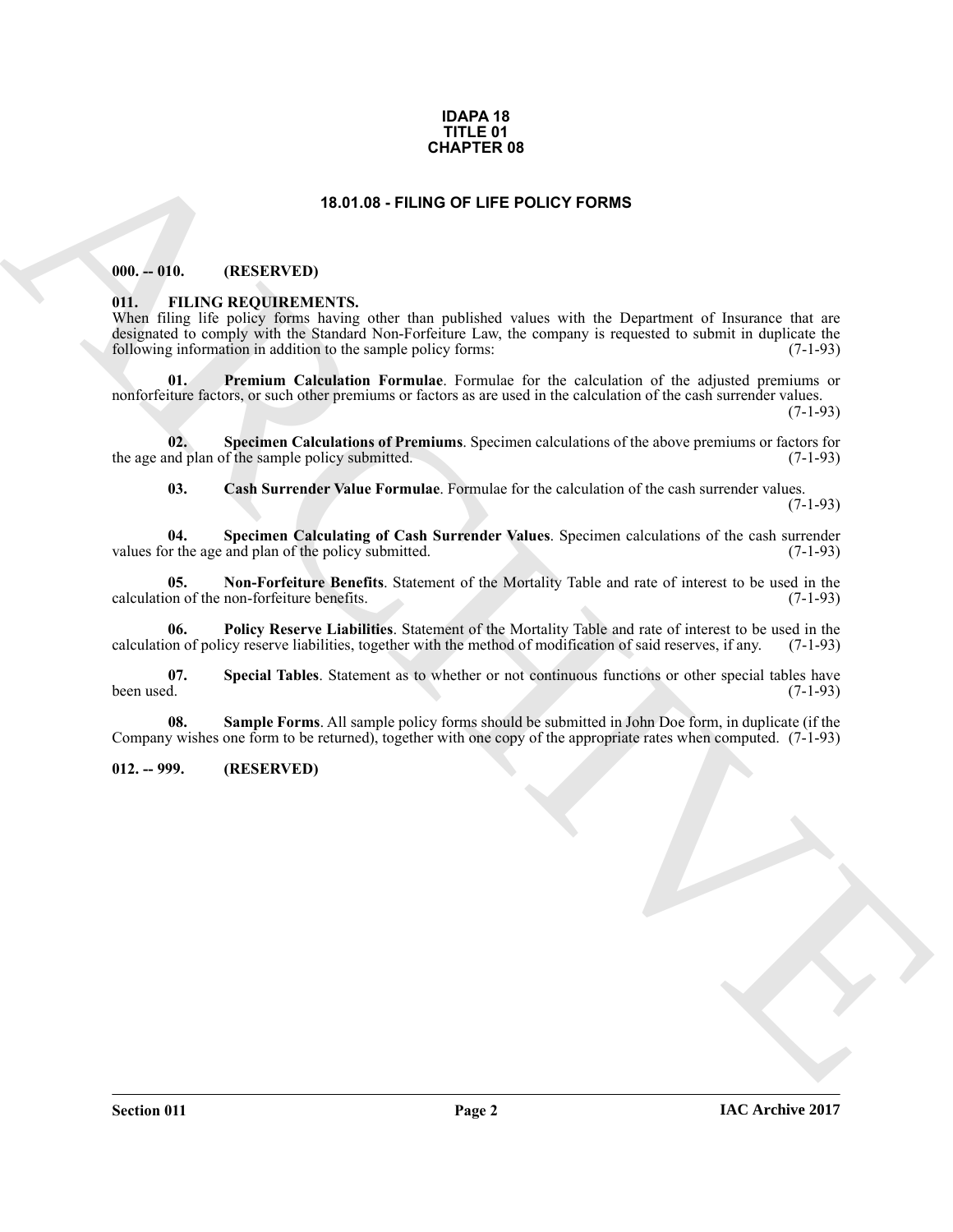**IDAPA 18**
**TITLE 01**
**CHAPTER 08**

# 18.01.08 - FILING OF LIFE POLICY FORMS

## 000. -- 010. (RESERVED)

## 011. FILING REQUIREMENTS.

When filing life policy forms having other than published values with the Department of Insurance that are designated to comply with the Standard Non-Forfeiture Law, the company is requested to submit in duplicate the following information in addition to the sample policy forms: (7-1-93)

**01. Premium Calculation Formulae**. Formulae for the calculation of the adjusted premiums or nonforfeiture factors, or such other premiums or factors as are used in the calculation of the cash surrender values. (7-1-93)

**02. Specimen Calculations of Premiums**. Specimen calculations of the above premiums or factors for the age and plan of the sample policy submitted. (7-1-93)

**03. Cash Surrender Value Formulae**. Formulae for the calculation of the cash surrender values. (7-1-93)

**04. Specimen Calculating of Cash Surrender Values**. Specimen calculations of the cash surrender values for the age and plan of the policy submitted. (7-1-93)

**05. Non-Forfeiture Benefits**. Statement of the Mortality Table and rate of interest to be used in the calculation of the non-forfeiture benefits. (7-1-93)

**06. Policy Reserve Liabilities**. Statement of the Mortality Table and rate of interest to be used in the calculation of policy reserve liabilities, together with the method of modification of said reserves, if any. (7-1-93)

**07. Special Tables**. Statement as to whether or not continuous functions or other special tables have been used. (7-1-93)

**08. Sample Forms**. All sample policy forms should be submitted in John Doe form, in duplicate (if the Company wishes one form to be returned), together with one copy of the appropriate rates when computed. (7-1-93)

## 012. -- 999. (RESERVED)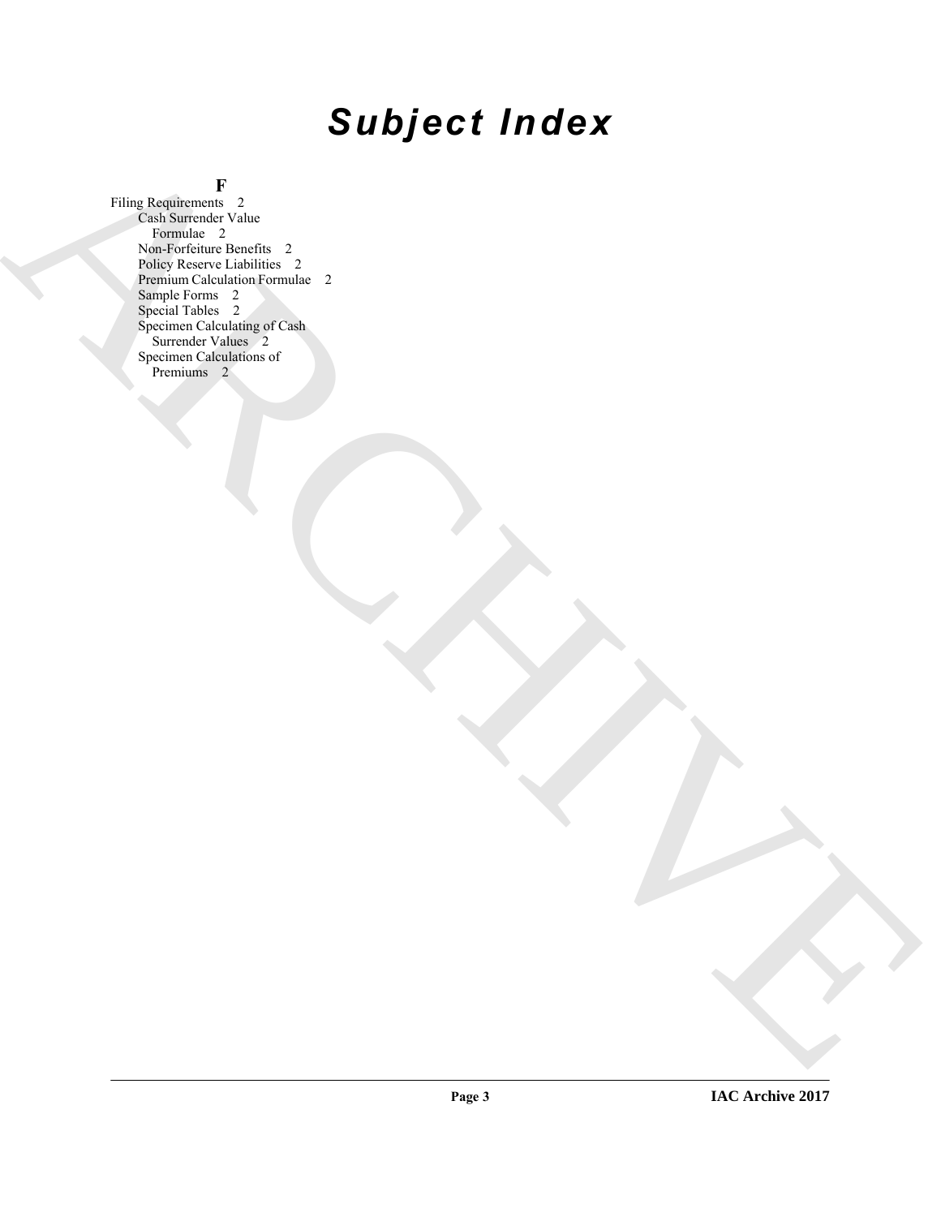# *Subject Index*

**F**

Filing Requirements 2
- Cash Surrender Value Formulae 2
- Non-Forfeiture Benefits 2
- Policy Reserve Liabilities 2
- Premium Calculation Formulae 2
- Sample Forms 2
- Special Tables 2
- Specimen Calculating of Cash Surrender Values 2
- Specimen Calculations of Premiums 2